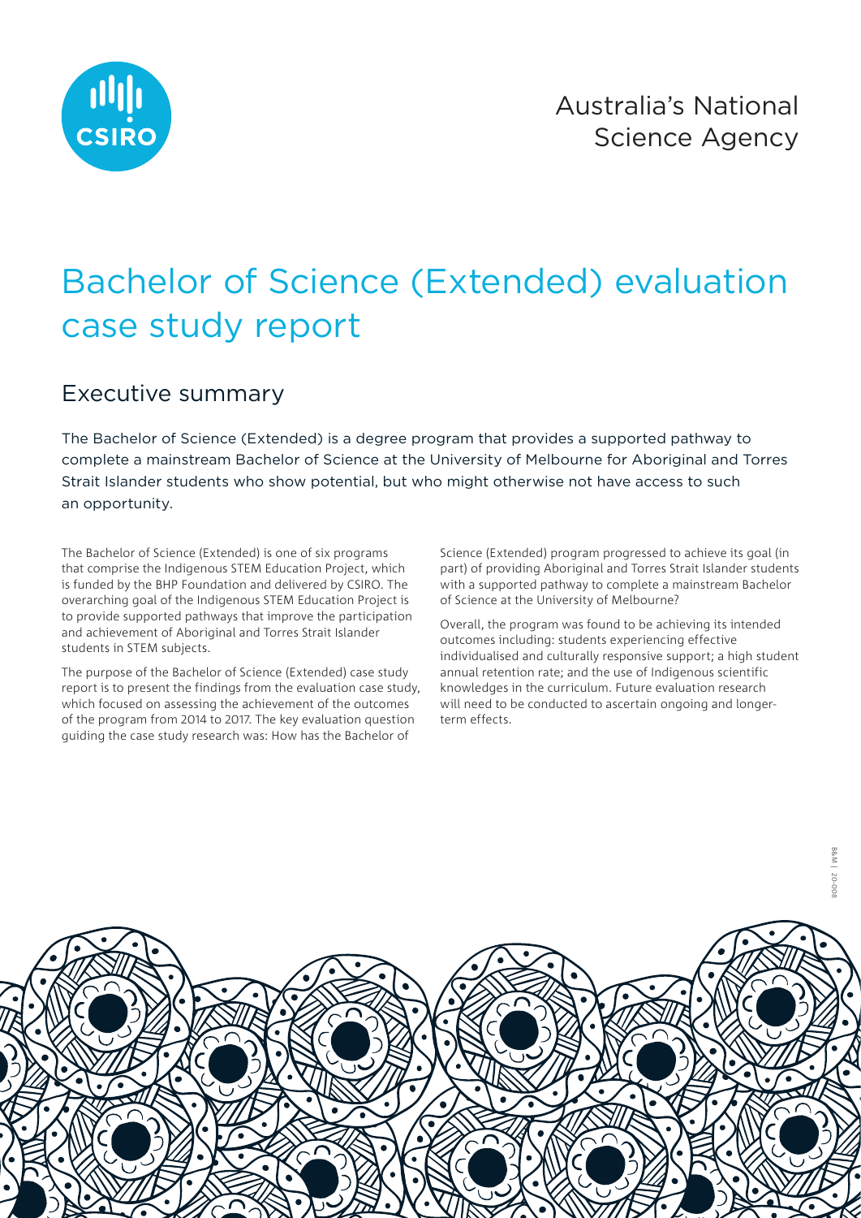Australia's National Science Agency

# Bachelor of Science (Extended) evaluation case study report

## Executive summary

The Bachelor of Science (Extended) is a degree program that provides a supported pathway to complete a mainstream Bachelor of Science at the University of Melbourne for Aboriginal and Torres Strait Islander students who show potential, but who might otherwise not have access to such an opportunity.

The Bachelor of Science (Extended) is one of six programs that comprise the Indigenous STEM Education Project, which is funded by the BHP Foundation and delivered by CSIRO. The overarching goal of the Indigenous STEM Education Project is to provide supported pathways that improve the participation and achievement of Aboriginal and Torres Strait Islander students in STEM subjects.

The purpose of the Bachelor of Science (Extended) case study report is to present the findings from the evaluation case study, which focused on assessing the achievement of the outcomes of the program from 2014 to 2017. The key evaluation question guiding the case study research was: How has the Bachelor of Science (Extended) program progressed to achieve its goal (in part) of providing Aboriginal and Torres Strait Islander students with a supported pathway to complete a mainstream Bachelor of Science at the University of Melbourne?

Overall, the program was found to be achieving its intended outcomes including: students experiencing effective individualised and culturally responsive support; a high student annual retention rate; and the use of Indigenous scientific knowledges in the curriculum. Future evaluation research will need to be conducted to ascertain ongoing and longer-term effects.

B&M | 20-008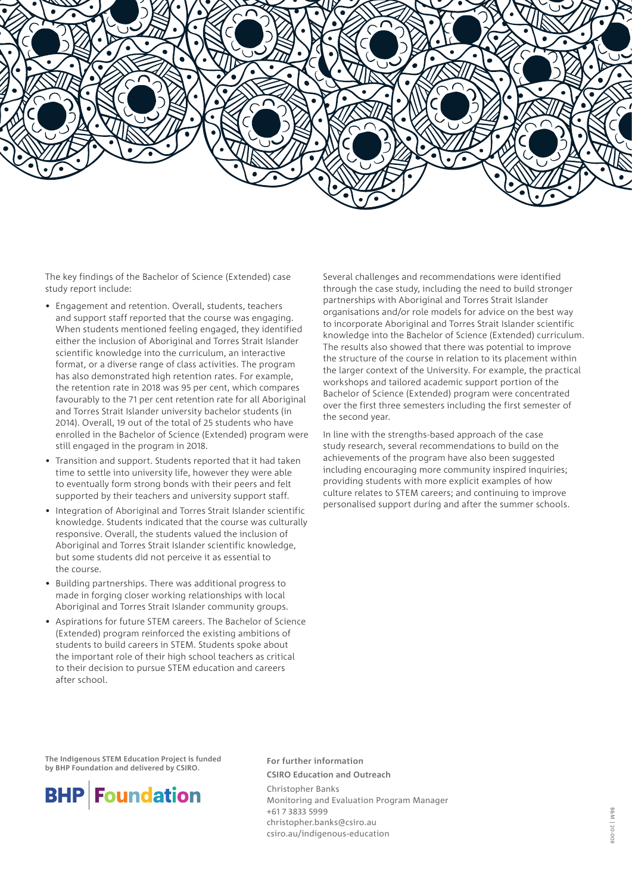The key findings of the Bachelor of Science (Extended) case study report include:

- Engagement and retention. Overall, students, teachers and support staff reported that the course was engaging. When students mentioned feeling engaged, they identified either the inclusion of Aboriginal and Torres Strait Islander scientific knowledge into the curriculum, an interactive format, or a diverse range of class activities. The program has also demonstrated high retention rates. For example, the retention rate in 2018 was 95 per cent, which compares favourably to the 71 per cent retention rate for all Aboriginal and Torres Strait Islander university bachelor students (in 2014). Overall, 19 out of the total of 25 students who have enrolled in the Bachelor of Science (Extended) program were still engaged in the program in 2018.
- Transition and support. Students reported that it had taken time to settle into university life, however they were able to eventually form strong bonds with their peers and felt supported by their teachers and university support staff.
- Integration of Aboriginal and Torres Strait Islander scientific knowledge. Students indicated that the course was culturally responsive. Overall, the students valued the inclusion of Aboriginal and Torres Strait Islander scientific knowledge, but some students did not perceive it as essential to the course.
- Building partnerships. There was additional progress to made in forging closer working relationships with local Aboriginal and Torres Strait Islander community groups.
- Aspirations for future STEM careers. The Bachelor of Science (Extended) program reinforced the existing ambitions of students to build careers in STEM. Students spoke about the important role of their high school teachers as critical to their decision to pursue STEM education and careers after school.

Several challenges and recommendations were identified through the case study, including the need to build stronger partnerships with Aboriginal and Torres Strait Islander organisations and/or role models for advice on the best way to incorporate Aboriginal and Torres Strait Islander scientific knowledge into the Bachelor of Science (Extended) curriculum. The results also showed that there was potential to improve the structure of the course in relation to its placement within the larger context of the University. For example, the practical workshops and tailored academic support portion of the Bachelor of Science (Extended) program were concentrated over the first three semesters including the first semester of the second year.

In line with the strengths-based approach of the case study research, several recommendations to build on the achievements of the program have also been suggested including encouraging more community inspired inquiries; providing students with more explicit examples of how culture relates to STEM careers; and continuing to improve personalised support during and after the summer schools.

**The Indigenous STEM Education Project is funded by BHP Foundation and delivered by CSIRO.**

BHP Foundation

**For further information**
**CSIRO Education and Outreach**
Christopher Banks
Monitoring and Evaluation Program Manager
+61 7 3833 5999
christopher.banks@csiro.au
csiro.au/indigenous-education